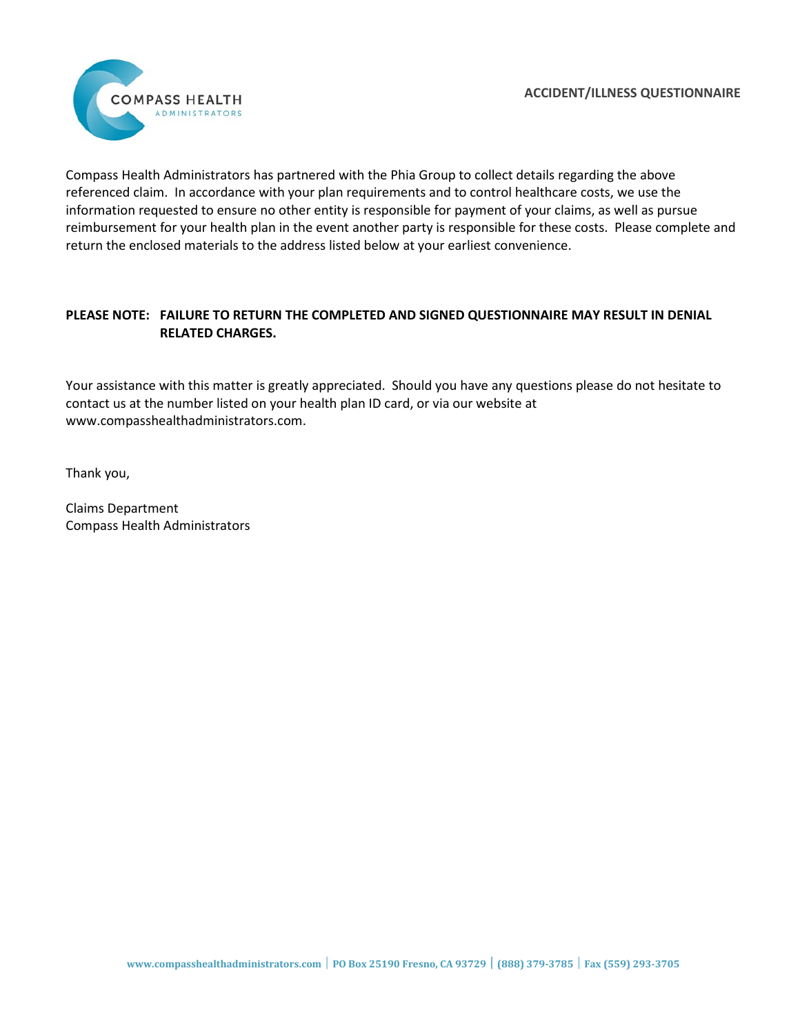COMPASS HEALTH
ADMINISTRATORS

# ACCIDENT/ILLNESS QUESTIONNAIRE

Compass Health Administrators has partnered with the Phia Group to collect details regarding the above referenced claim. In accordance with your plan requirements and to control healthcare costs, we use the information requested to ensure no other entity is responsible for payment of your claims, as well as pursue reimbursement for your health plan in the event another party is responsible for these costs. Please complete and return the enclosed materials to the address listed below at your earliest convenience.

**PLEASE NOTE: FAILURE TO RETURN THE COMPLETED AND SIGNED QUESTIONNAIRE MAY RESULT IN DENIAL RELATED CHARGES.**

Your assistance with this matter is greatly appreciated. Should you have any questions please do not hesitate to contact us at the number listed on your health plan ID card, or via our website at www.compasshealthadministrators.com.

Thank you,

Claims Department
Compass Health Administrators

www.compasshealthadministrators.com | PO Box 25190 Fresno, CA 93729 | (888) 379-3785 | Fax (559) 293-3705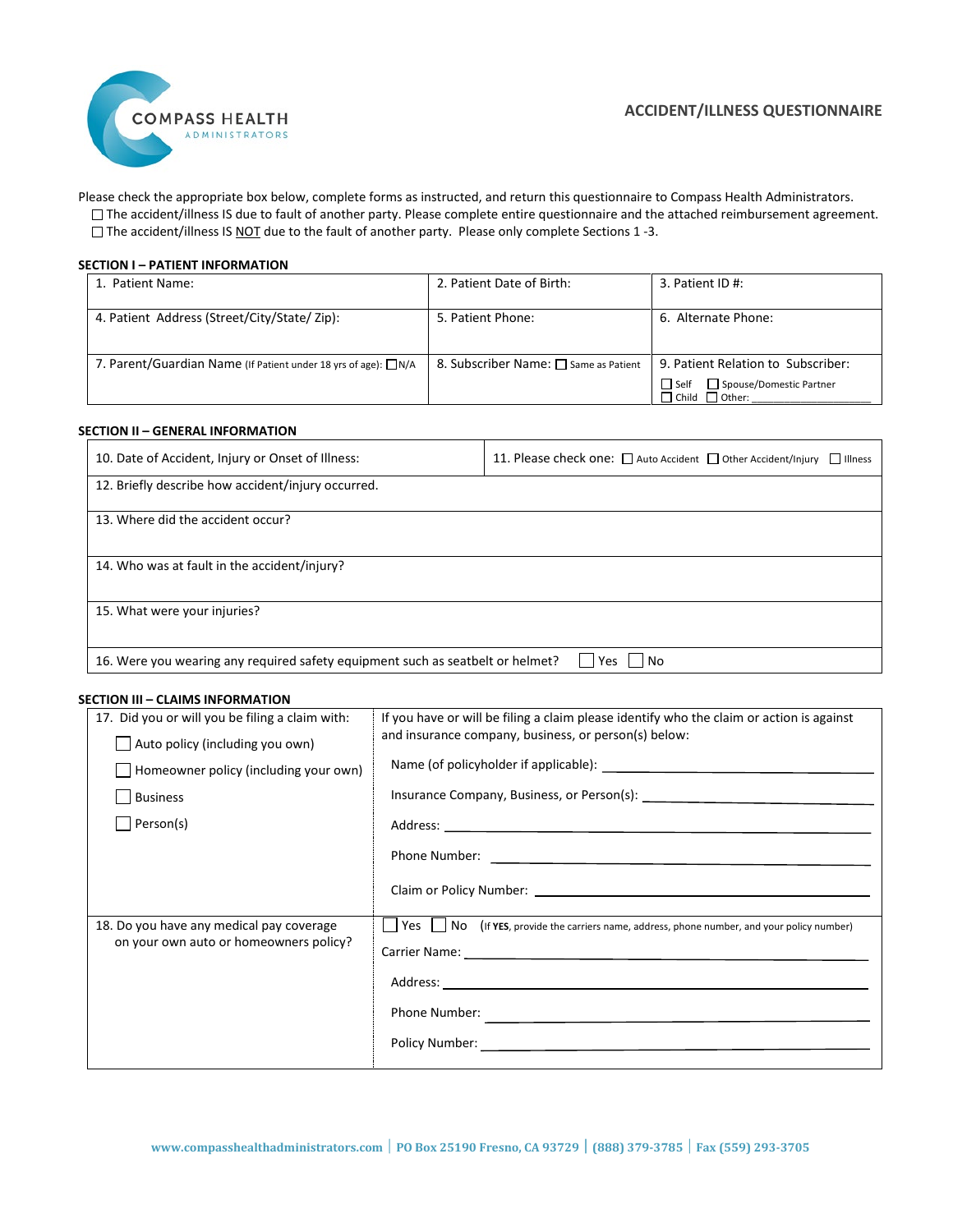COMPASS HEALTH ADMINISTRATORS

# ACCIDENT/ILLNESS QUESTIONNAIRE

Please check the appropriate box below, complete forms as instructed, and return this questionnaire to Compass Health Administrators.

☐ The accident/illness IS due to fault of another party. Please complete entire questionnaire and the attached reimbursement agreement.

☐ The accident/illness IS NOT due to the fault of another party. Please only complete Sections 1 -3.

## SECTION I – PATIENT INFORMATION

| 1. Patient Name: | 2. Patient Date of Birth: | 3. Patient ID #: |
|---|---|---|
| 4. Patient Address (Street/City/State/ Zip): | 5. Patient Phone: | 6. Alternate Phone: |
| 7. Parent/Guardian Name (If Patient under 18 yrs of age): ☐ N/A | 8. Subscriber Name: ☐ Same as Patient | 9. Patient Relation to Subscriber: ☐ Self ☐ Spouse/Domestic Partner ☐ Child ☐ Other: ____________ |

## SECTION II – GENERAL INFORMATION

| 10. Date of Accident, Injury or Onset of Illness: | 11. Please check one: ☐ Auto Accident ☐ Other Accident/Injury ☐ Illness |
|---|---|
| 12. Briefly describe how accident/injury occurred. | |
| 13. Where did the accident occur? | |
| 14. Who was at fault in the accident/injury? | |
| 15. What were your injuries? | |
| 16. Were you wearing any required safety equipment such as seatbelt or helmet? ☐ Yes ☐ No | |

## SECTION III – CLAIMS INFORMATION

| 17. Did you or will you be filing a claim with: | If you have or will be filing a claim please identify who the claim or action is against and insurance company, business, or person(s) below: |
|---|---|
| ☐ Auto policy (including you own)<br>☐ Homeowner policy (including your own)<br>☐ Business<br>☐ Person(s) | Name (of policyholder if applicable): ____________<br>Insurance Company, Business, or Person(s): ____________<br>Address: ____________<br>Phone Number: ____________<br>Claim or Policy Number: ____________ |
| 18. Do you have any medical pay coverage on your own auto or homeowners policy? | ☐ Yes ☐ No (If **YES**, provide the carriers name, address, phone number, and your policy number)<br>Carrier Name: ____________<br>Address: ____________<br>Phone Number: ____________<br>Policy Number: ____________ |

www.compasshealthadministrators.com | PO Box 25190 Fresno, CA 93729 | (888) 379-3785 | Fax (559) 293-3705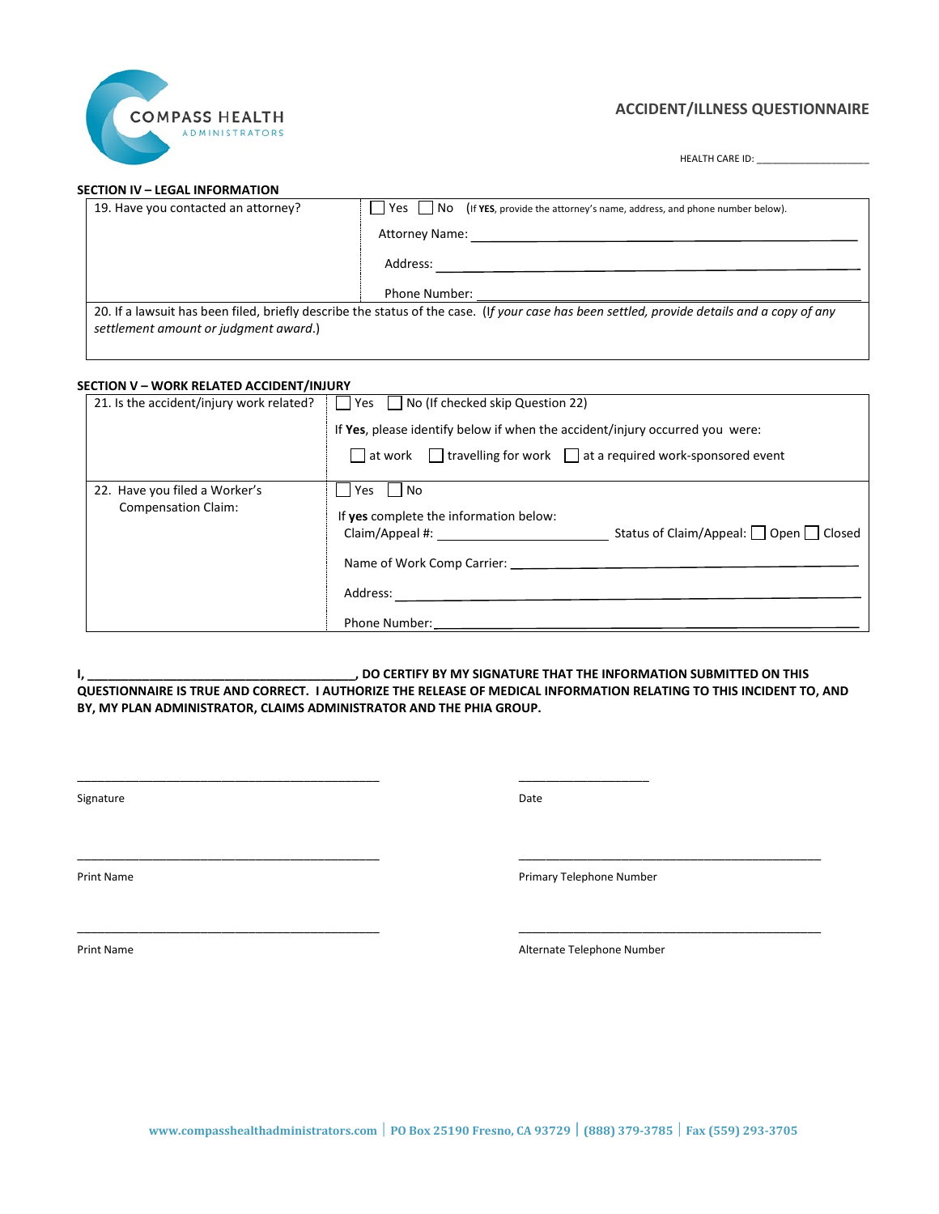COMPASS HEALTH ADMINISTRATORS

## ACCIDENT/ILLNESS QUESTIONNAIRE

HEALTH CARE ID: ____________________

### SECTION IV – LEGAL INFORMATION

| | |
|---|---|
| 19. Have you contacted an attorney? | ☐ Yes ☐ No (If **YES**, provide the attorney's name, address, and phone number below).<br>Attorney Name: ____________________<br>Address: ____________________<br>Phone Number: ____________________ |
| 20. If a lawsuit has been filed, briefly describe the status of the case. (*If your case has been settled, provide details and a copy of any settlement amount or judgment award.*) | |

### SECTION V – WORK RELATED ACCIDENT/INJURY

| | |
|---|---|
| 21. Is the accident/injury work related? | ☐ Yes ☐ No (If checked skip Question 22)<br>If **Yes**, please identify below if when the accident/injury occurred you were:<br>☐ at work ☐ travelling for work ☐ at a required work-sponsored event |
| 22. Have you filed a Worker's Compensation Claim: | ☐ Yes ☐ No<br>If **yes** complete the information below:<br>Claim/Appeal #: ____________________ Status of Claim/Appeal: ☐ Open ☐ Closed<br>Name of Work Comp Carrier: ____________________<br>Address: ____________________<br>Phone Number: ____________________ |

**I, ______________________________________, DO CERTIFY BY MY SIGNATURE THAT THE INFORMATION SUBMITTED ON THIS QUESTIONNAIRE IS TRUE AND CORRECT. I AUTHORIZE THE RELEASE OF MEDICAL INFORMATION RELATING TO THIS INCIDENT TO, AND BY, MY PLAN ADMINISTRATOR, CLAIMS ADMINISTRATOR AND THE PHIA GROUP.**

______________________________________ ____________________

Signature Date

______________________________________ ______________________________________

Print Name Primary Telephone Number

______________________________________ ______________________________________

Print Name Alternate Telephone Number

www.compasshealthadministrators.com | PO Box 25190 Fresno, CA 93729 | (888) 379-3785 | Fax (559) 293-3705